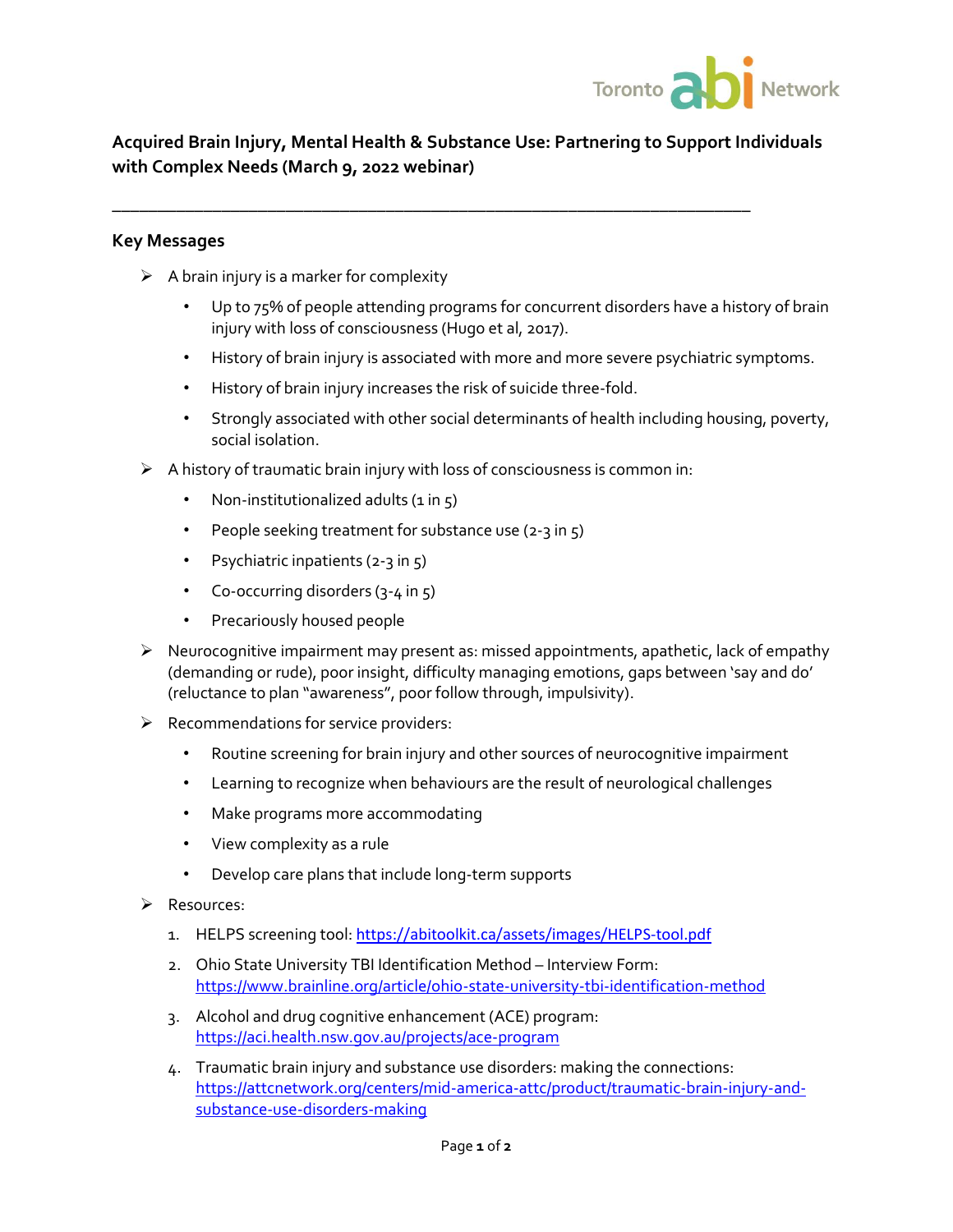Toronto abi Network

# Acquired Brain Injury, Mental Health & Substance Use: Partnering to Support Individuals with Complex Needs (March 9, 2022 webinar)

---

## Key Messages

- A brain injury is a marker for complexity
  - Up to 75% of people attending programs for concurrent disorders have a history of brain injury with loss of consciousness (Hugo et al, 2017).
  - History of brain injury is associated with more and more severe psychiatric symptoms.
  - History of brain injury increases the risk of suicide three-fold.
  - Strongly associated with other social determinants of health including housing, poverty, social isolation.
- A history of traumatic brain injury with loss of consciousness is common in:
  - Non-institutionalized adults (1 in 5)
  - People seeking treatment for substance use (2-3 in 5)
  - Psychiatric inpatients (2-3 in 5)
  - Co-occurring disorders (3-4 in 5)
  - Precariously housed people
- Neurocognitive impairment may present as: missed appointments, apathetic, lack of empathy (demanding or rude), poor insight, difficulty managing emotions, gaps between 'say and do' (reluctance to plan "awareness", poor follow through, impulsivity).
- Recommendations for service providers:
  - Routine screening for brain injury and other sources of neurocognitive impairment
  - Learning to recognize when behaviours are the result of neurological challenges
  - Make programs more accommodating
  - View complexity as a rule
  - Develop care plans that include long-term supports
- Resources:
  1. HELPS screening tool: https://abitoolkit.ca/assets/images/HELPS-tool.pdf
  2. Ohio State University TBI Identification Method – Interview Form: https://www.brainline.org/article/ohio-state-university-tbi-identification-method
  3. Alcohol and drug cognitive enhancement (ACE) program: https://aci.health.nsw.gov.au/projects/ace-program
  4. Traumatic brain injury and substance use disorders: making the connections: https://attcnetwork.org/centers/mid-america-attc/product/traumatic-brain-injury-and-substance-use-disorders-making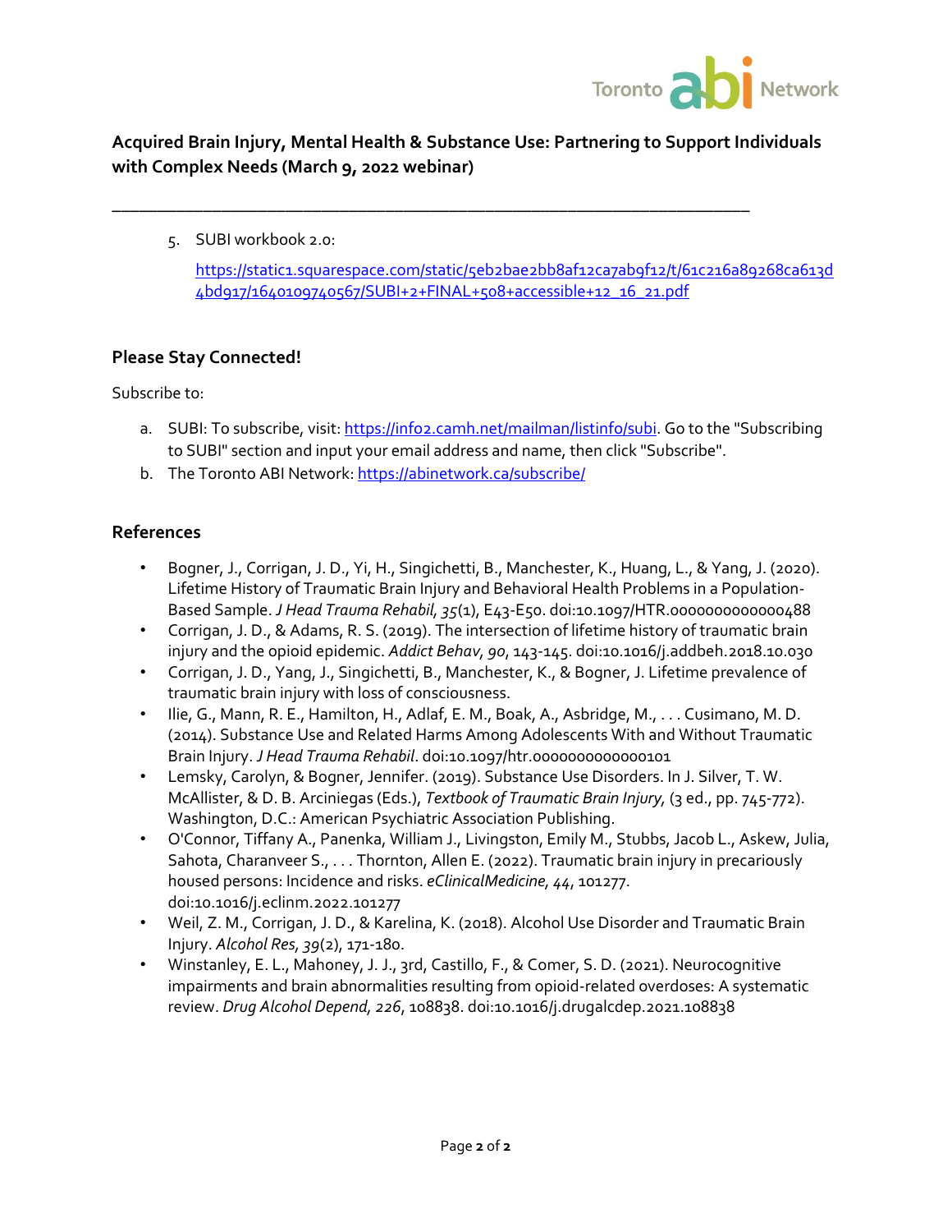**Acquired Brain Injury, Mental Health & Substance Use: Partnering to Support Individuals with Complex Needs (March 9, 2022 webinar)**

---

5. SUBI workbook 2.0:

   https://static1.squarespace.com/static/5eb2bae2bb8af12ca7ab9f12/t/61c216a89268ca613d4bd917/1640109740567/SUBI+2+FINAL+508+accessible+12_16_21.pdf

## Please Stay Connected!

Subscribe to:

a. SUBI: To subscribe, visit: https://info2.camh.net/mailman/listinfo/subi. Go to the "Subscribing to SUBI" section and input your email address and name, then click "Subscribe".
b. The Toronto ABI Network: https://abinetwork.ca/subscribe/

## References

- Bogner, J., Corrigan, J. D., Yi, H., Singichetti, B., Manchester, K., Huang, L., & Yang, J. (2020). Lifetime History of Traumatic Brain Injury and Behavioral Health Problems in a Population-Based Sample. *J Head Trauma Rehabil, 35*(1), E43-E50. doi:10.1097/HTR.0000000000000488
- Corrigan, J. D., & Adams, R. S. (2019). The intersection of lifetime history of traumatic brain injury and the opioid epidemic. *Addict Behav, 90*, 143-145. doi:10.1016/j.addbeh.2018.10.030
- Corrigan, J. D., Yang, J., Singichetti, B., Manchester, K., & Bogner, J. Lifetime prevalence of traumatic brain injury with loss of consciousness.
- Ilie, G., Mann, R. E., Hamilton, H., Adlaf, E. M., Boak, A., Asbridge, M., . . . Cusimano, M. D. (2014). Substance Use and Related Harms Among Adolescents With and Without Traumatic Brain Injury. *J Head Trauma Rehabil*. doi:10.1097/htr.0000000000000101
- Lemsky, Carolyn, & Bogner, Jennifer. (2019). Substance Use Disorders. In J. Silver, T. W. McAllister, & D. B. Arciniegas (Eds.), *Textbook of Traumatic Brain Injury,* (3 ed., pp. 745-772). Washington, D.C.: American Psychiatric Association Publishing.
- O'Connor, Tiffany A., Panenka, William J., Livingston, Emily M., Stubbs, Jacob L., Askew, Julia, Sahota, Charanveer S., . . . Thornton, Allen E. (2022). Traumatic brain injury in precariously housed persons: Incidence and risks. *eClinicalMedicine, 44*, 101277. doi:10.1016/j.eclinm.2022.101277
- Weil, Z. M., Corrigan, J. D., & Karelina, K. (2018). Alcohol Use Disorder and Traumatic Brain Injury. *Alcohol Res, 39*(2), 171-180.
- Winstanley, E. L., Mahoney, J. J., 3rd, Castillo, F., & Comer, S. D. (2021). Neurocognitive impairments and brain abnormalities resulting from opioid-related overdoses: A systematic review. *Drug Alcohol Depend, 226*, 108838. doi:10.1016/j.drugalcdep.2021.108838